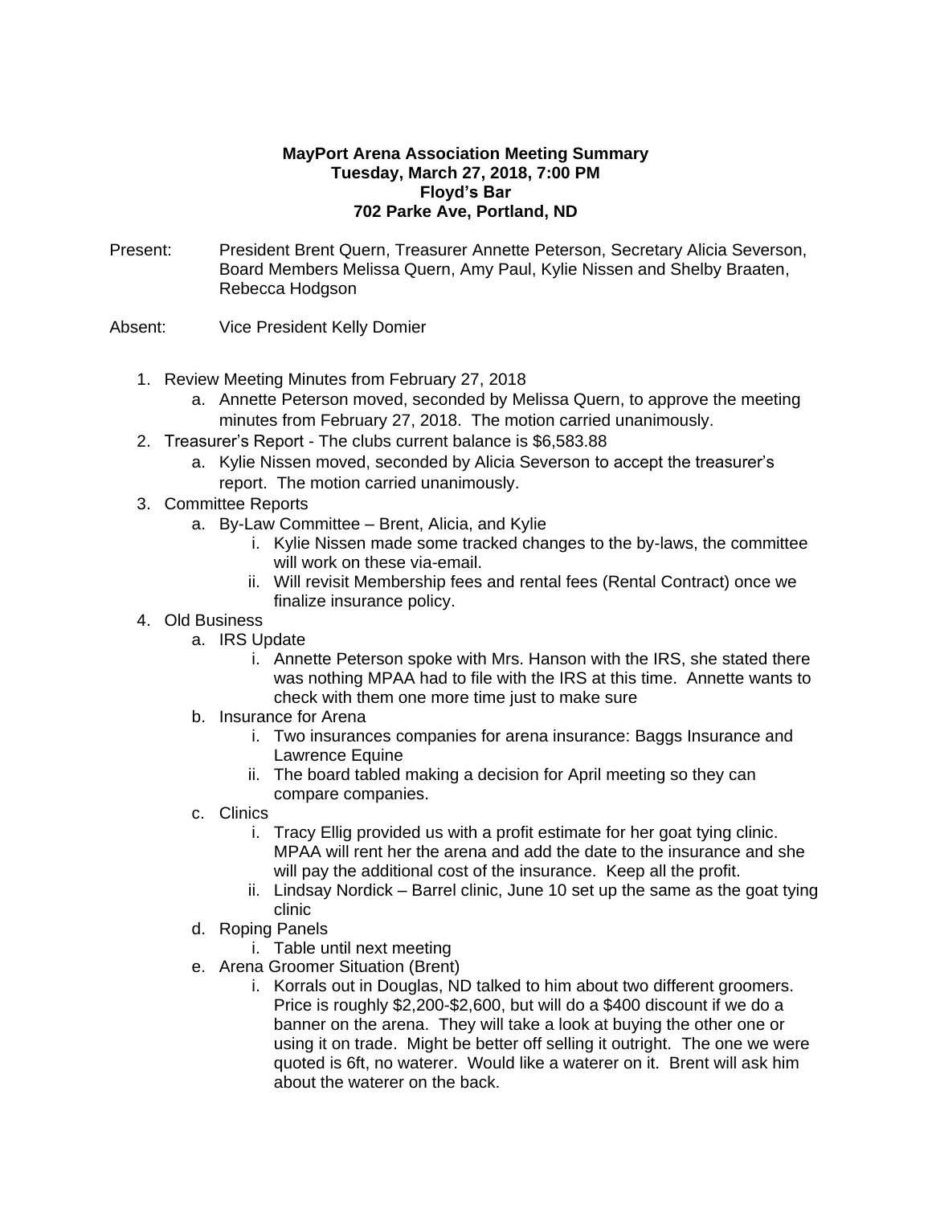**MayPort Arena Association Meeting Summary**
**Tuesday, March 27, 2018, 7:00 PM**
**Floyd's Bar**
**702 Parke Ave, Portland, ND**

Present: President Brent Quern, Treasurer Annette Peterson, Secretary Alicia Severson, Board Members Melissa Quern, Amy Paul, Kylie Nissen and Shelby Braaten, Rebecca Hodgson

Absent: Vice President Kelly Domier

1. Review Meeting Minutes from February 27, 2018
   a. Annette Peterson moved, seconded by Melissa Quern, to approve the meeting minutes from February 27, 2018. The motion carried unanimously.
2. Treasurer's Report - The clubs current balance is $6,583.88
   a. Kylie Nissen moved, seconded by Alicia Severson to accept the treasurer's report. The motion carried unanimously.
3. Committee Reports
   a. By-Law Committee – Brent, Alicia, and Kylie
      i. Kylie Nissen made some tracked changes to the by-laws, the committee will work on these via-email.
      ii. Will revisit Membership fees and rental fees (Rental Contract) once we finalize insurance policy.
4. Old Business
   a. IRS Update
      i. Annette Peterson spoke with Mrs. Hanson with the IRS, she stated there was nothing MPAA had to file with the IRS at this time. Annette wants to check with them one more time just to make sure
   b. Insurance for Arena
      i. Two insurances companies for arena insurance: Baggs Insurance and Lawrence Equine
      ii. The board tabled making a decision for April meeting so they can compare companies.
   c. Clinics
      i. Tracy Ellig provided us with a profit estimate for her goat tying clinic. MPAA will rent her the arena and add the date to the insurance and she will pay the additional cost of the insurance. Keep all the profit.
      ii. Lindsay Nordick – Barrel clinic, June 10 set up the same as the goat tying clinic
   d. Roping Panels
      i. Table until next meeting
   e. Arena Groomer Situation (Brent)
      i. Korrals out in Douglas, ND talked to him about two different groomers. Price is roughly $2,200-$2,600, but will do a $400 discount if we do a banner on the arena. They will take a look at buying the other one or using it on trade. Might be better off selling it outright. The one we were quoted is 6ft, no waterer. Would like a waterer on it. Brent will ask him about the waterer on the back.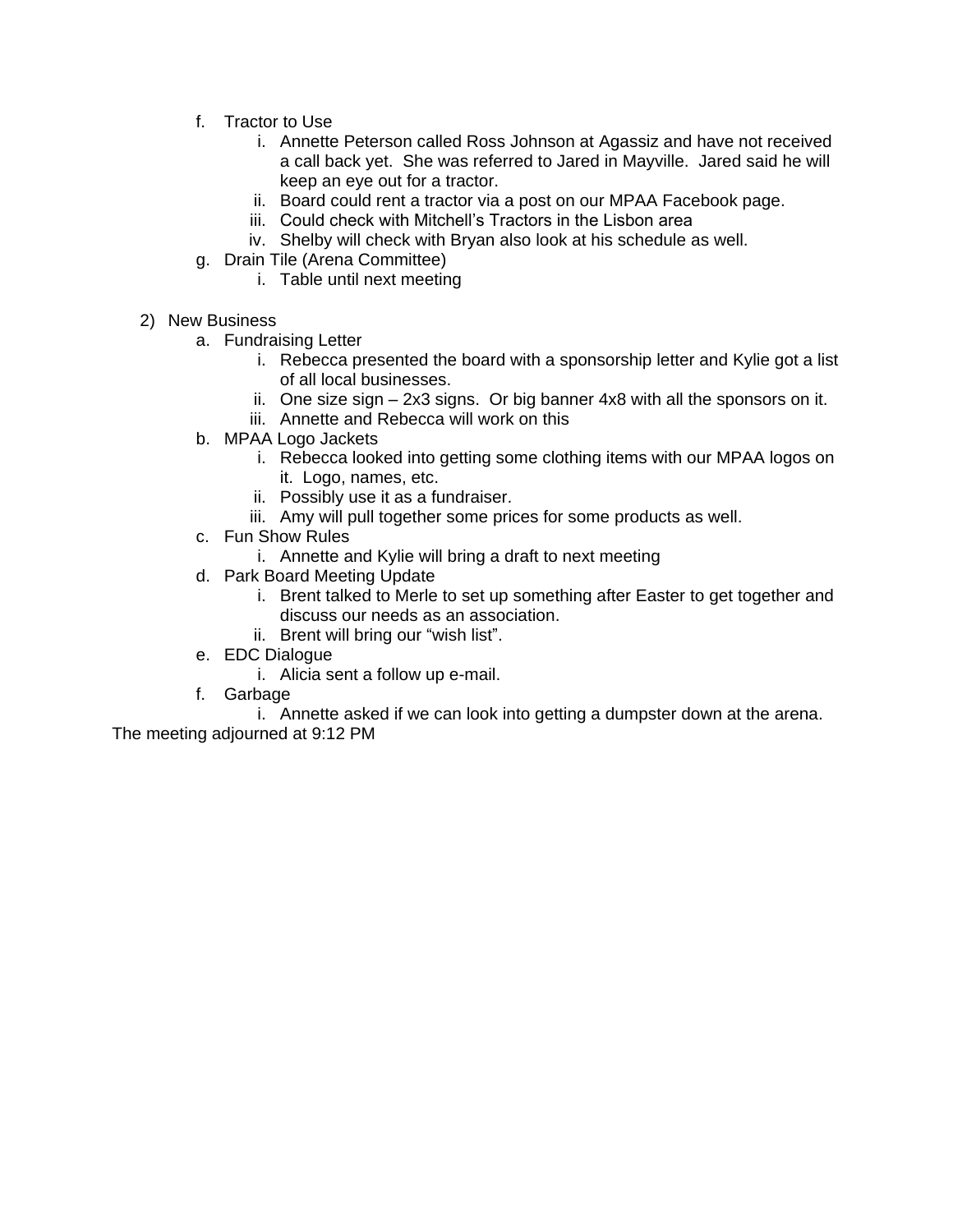f. Tractor to Use
   i. Annette Peterson called Ross Johnson at Agassiz and have not received a call back yet. She was referred to Jared in Mayville. Jared said he will keep an eye out for a tractor.
   ii. Board could rent a tractor via a post on our MPAA Facebook page.
   iii. Could check with Mitchell's Tractors in the Lisbon area
   iv. Shelby will check with Bryan also look at his schedule as well.

g. Drain Tile (Arena Committee)
   i. Table until next meeting

2) New Business
   a. Fundraising Letter
      i. Rebecca presented the board with a sponsorship letter and Kylie got a list of all local businesses.
      ii. One size sign – 2x3 signs. Or big banner 4x8 with all the sponsors on it.
      iii. Annette and Rebecca will work on this
   b. MPAA Logo Jackets
      i. Rebecca looked into getting some clothing items with our MPAA logos on it. Logo, names, etc.
      ii. Possibly use it as a fundraiser.
      iii. Amy will pull together some prices for some products as well.
   c. Fun Show Rules
      i. Annette and Kylie will bring a draft to next meeting
   d. Park Board Meeting Update
      i. Brent talked to Merle to set up something after Easter to get together and discuss our needs as an association.
      ii. Brent will bring our "wish list".
   e. EDC Dialogue
      i. Alicia sent a follow up e-mail.
   f. Garbage
      i. Annette asked if we can look into getting a dumpster down at the arena.

The meeting adjourned at 9:12 PM